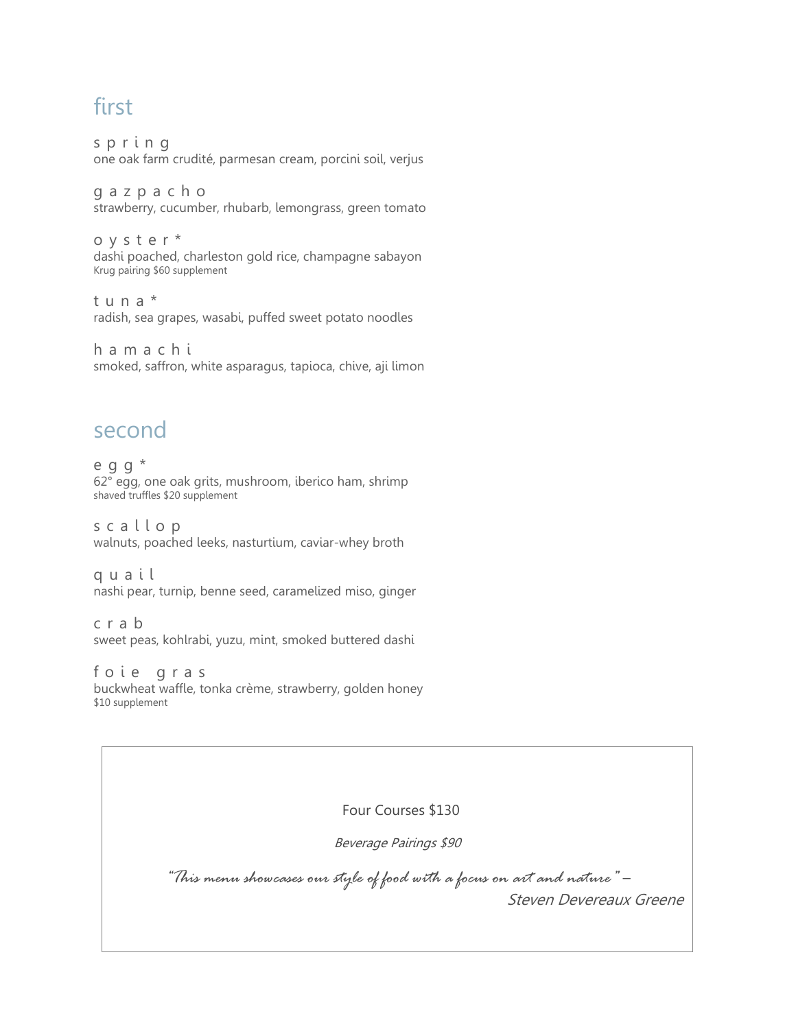## first

s p r i n g
one oak farm crudité, parmesan cream, porcini soil, verjus

g a z p a c h o
strawberry, cucumber, rhubarb, lemongrass, green tomato

o y s t e r *
dashi poached, charleston gold rice, champagne sabayon
Krug pairing $60 supplement

t u n a *
radish, sea grapes, wasabi, puffed sweet potato noodles

h a m a c h i
smoked, saffron, white asparagus, tapioca, chive, aji limon

## second

e g g *
62° egg, one oak grits, mushroom, iberico ham, shrimp
shaved truffles $20 supplement

s c a l l o p
walnuts, poached leeks, nasturtium, caviar-whey broth

q u a i l
nashi pear, turnip, benne seed, caramelized miso, ginger

c r a b
sweet peas, kohlrabi, yuzu, mint, smoked buttered dashi

f o i e g r a s
buckwheat waffle, tonka crème, strawberry, golden honey
$10 supplement

Four Courses $130

*Beverage Pairings $90*

*"This menu showcases our style of food with a focus on art and nature" – Steven Devereaux Greene*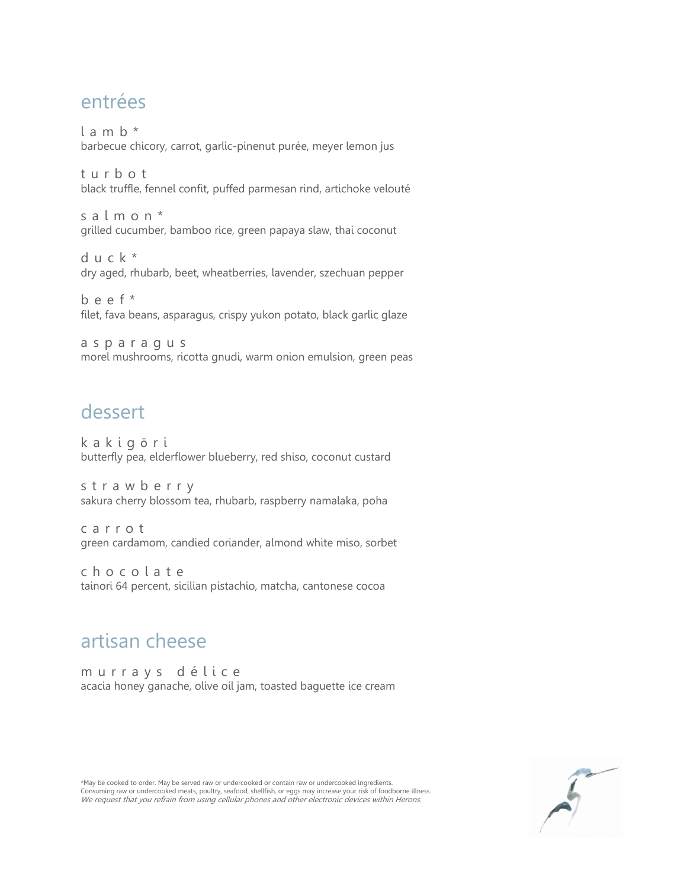## entrées

l a m b *
barbecue chicory, carrot, garlic-pinenut purée, meyer lemon jus

t u r b o t
black truffle, fennel confit, puffed parmesan rind, artichoke velouté

s a l m o n *
grilled cucumber, bamboo rice, green papaya slaw, thai coconut

d u c k *
dry aged, rhubarb, beet, wheatberries, lavender, szechuan pepper

b e e f *
filet, fava beans, asparagus, crispy yukon potato, black garlic glaze

a s p a r a g u s
morel mushrooms, ricotta gnudi, warm onion emulsion, green peas

## dessert

k a k i g ō r i
butterfly pea, elderflower blueberry, red shiso, coconut custard

s t r a w b e r r y
sakura cherry blossom tea, rhubarb, raspberry namalaka, poha

c a r r o t
green cardamom, candied coriander, almond white miso, sorbet

c h o c o l a t e
tainori 64 percent, sicilian pistachio, matcha, cantonese cocoa

## artisan cheese

m u r r a y s   d é l i c e
acacia honey ganache, olive oil jam, toasted baguette ice cream

*May be cooked to order. May be served raw or undercooked or contain raw or undercooked ingredients.
Consuming raw or undercooked meats, poultry, seafood, shellfish, or eggs may increase your risk of foodborne illness.
*We request that you refrain from using cellular phones and other electronic devices within Herons.*